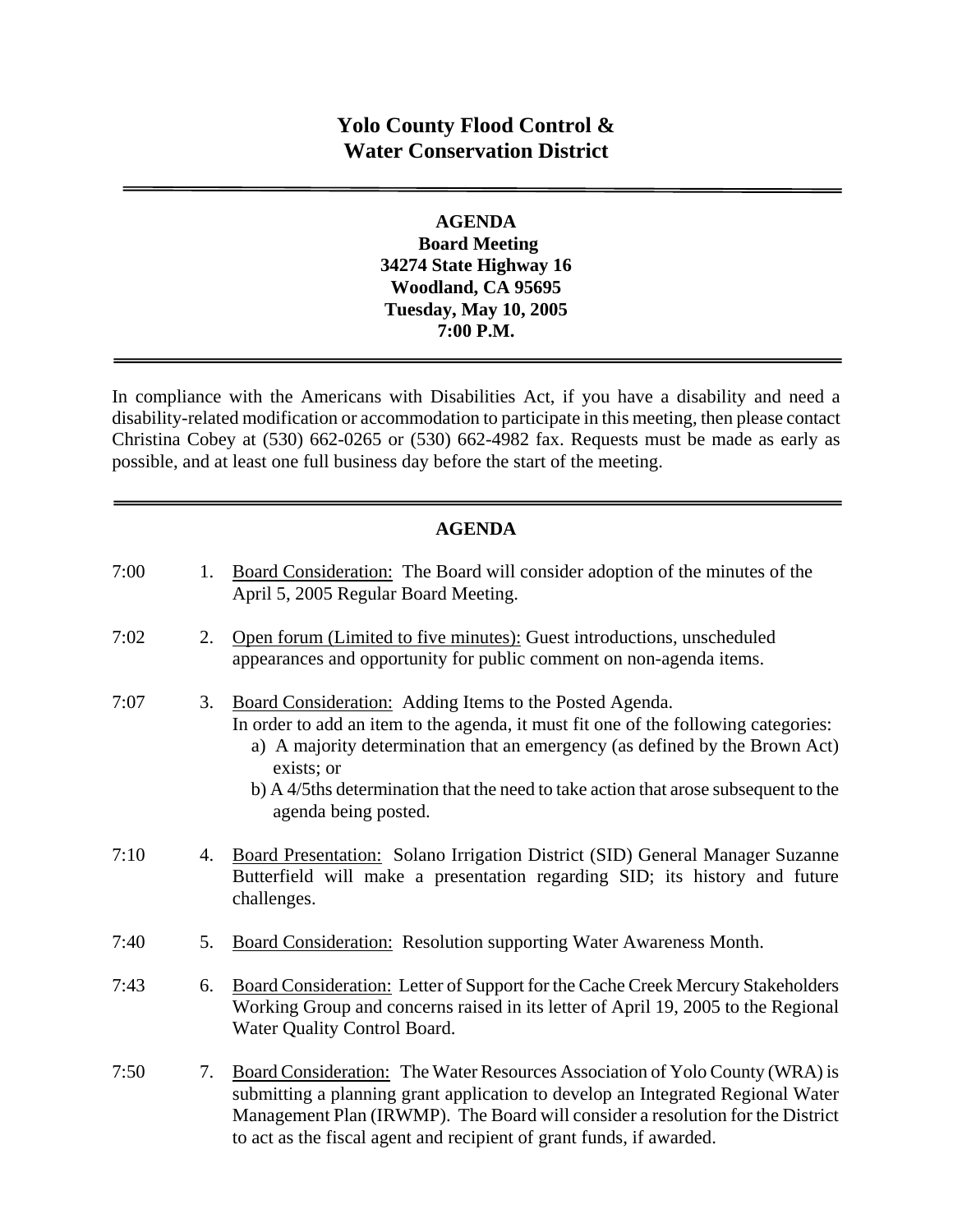# Yolo County Flood Control & Water Conservation District

---

**AGENDA**
**Board Meeting**
**34274 State Highway 16**
**Woodland, CA 95695**
**Tuesday, May 10, 2005**
**7:00 P.M.**

---

In compliance with the Americans with Disabilities Act, if you have a disability and need a disability-related modification or accommodation to participate in this meeting, then please contact Christina Cobey at (530) 662-0265 or (530) 662-4982 fax. Requests must be made as early as possible, and at least one full business day before the start of the meeting.

---

## AGENDA

7:00 1. Board Consideration: The Board will consider adoption of the minutes of the April 5, 2005 Regular Board Meeting.

7:02 2. Open forum (Limited to five minutes): Guest introductions, unscheduled appearances and opportunity for public comment on non-agenda items.

7:07 3. Board Consideration: Adding Items to the Posted Agenda.
In order to add an item to the agenda, it must fit one of the following categories:
   a) A majority determination that an emergency (as defined by the Brown Act) exists; or
   b) A 4/5ths determination that the need to take action that arose subsequent to the agenda being posted.

7:10 4. Board Presentation: Solano Irrigation District (SID) General Manager Suzanne Butterfield will make a presentation regarding SID; its history and future challenges.

7:40 5. Board Consideration: Resolution supporting Water Awareness Month.

7:43 6. Board Consideration: Letter of Support for the Cache Creek Mercury Stakeholders Working Group and concerns raised in its letter of April 19, 2005 to the Regional Water Quality Control Board.

7:50 7. Board Consideration: The Water Resources Association of Yolo County (WRA) is submitting a planning grant application to develop an Integrated Regional Water Management Plan (IRWMP). The Board will consider a resolution for the District to act as the fiscal agent and recipient of grant funds, if awarded.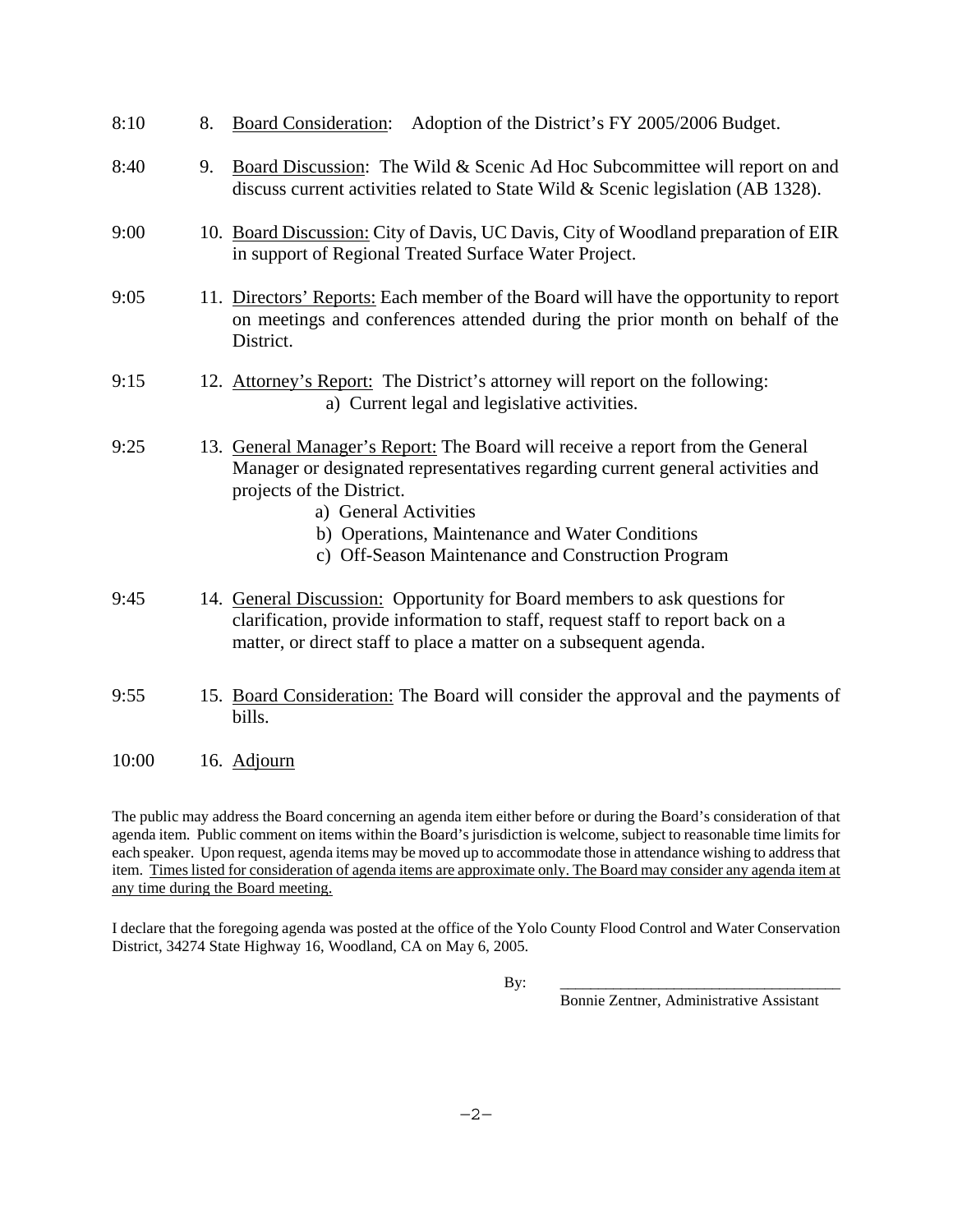8:10 8. <u>Board Consideration</u>: Adoption of the District's FY 2005/2006 Budget.

8:40 9. <u>Board Discussion</u>: The Wild & Scenic Ad Hoc Subcommittee will report on and discuss current activities related to State Wild & Scenic legislation (AB 1328).

9:00 10. <u>Board Discussion:</u> City of Davis, UC Davis, City of Woodland preparation of EIR in support of Regional Treated Surface Water Project.

9:05 11. <u>Directors' Reports:</u> Each member of the Board will have the opportunity to report on meetings and conferences attended during the prior month on behalf of the District.

9:15 12. <u>Attorney's Report:</u> The District's attorney will report on the following:
- a) Current legal and legislative activities.

9:25 13. <u>General Manager's Report:</u> The Board will receive a report from the General Manager or designated representatives regarding current general activities and projects of the District.
- a) General Activities
- b) Operations, Maintenance and Water Conditions
- c) Off-Season Maintenance and Construction Program

9:45 14. <u>General Discussion:</u> Opportunity for Board members to ask questions for clarification, provide information to staff, request staff to report back on a matter, or direct staff to place a matter on a subsequent agenda.

9:55 15. <u>Board Consideration:</u> The Board will consider the approval and the payments of bills.

10:00 16. <u>Adjourn</u>

The public may address the Board concerning an agenda item either before or during the Board's consideration of that agenda item. Public comment on items within the Board's jurisdiction is welcome, subject to reasonable time limits for each speaker. Upon request, agenda items may be moved up to accommodate those in attendance wishing to address that item. <u>Times listed for consideration of agenda items are approximate only. The Board may consider any agenda item at any time during the Board meeting.</u>

I declare that the foregoing agenda was posted at the office of the Yolo County Flood Control and Water Conservation District, 34274 State Highway 16, Woodland, CA on May 6, 2005.

By: ___________________________________
Bonnie Zentner, Administrative Assistant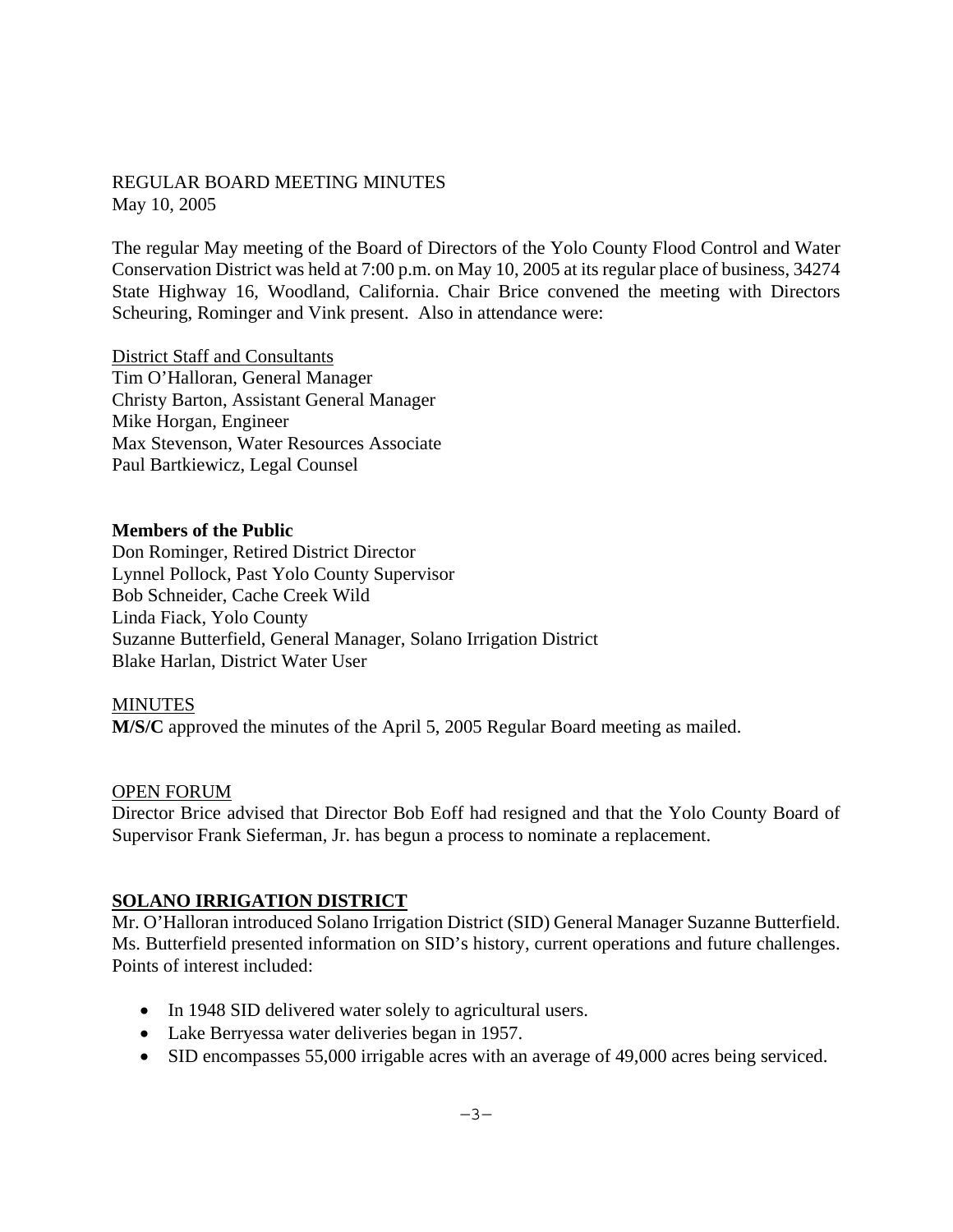REGULAR BOARD MEETING MINUTES
May 10, 2005

The regular May meeting of the Board of Directors of the Yolo County Flood Control and Water Conservation District was held at 7:00 p.m. on May 10, 2005 at its regular place of business, 34274 State Highway 16, Woodland, California. Chair Brice convened the meeting with Directors Scheuring, Rominger and Vink present. Also in attendance were:

District Staff and Consultants
Tim O'Halloran, General Manager
Christy Barton, Assistant General Manager
Mike Horgan, Engineer
Max Stevenson, Water Resources Associate
Paul Bartkiewicz, Legal Counsel

**Members of the Public**
Don Rominger, Retired District Director
Lynnel Pollock, Past Yolo County Supervisor
Bob Schneider, Cache Creek Wild
Linda Fiack, Yolo County
Suzanne Butterfield, General Manager, Solano Irrigation District
Blake Harlan, District Water User

MINUTES
**M/S/C** approved the minutes of the April 5, 2005 Regular Board meeting as mailed.

OPEN FORUM
Director Brice advised that Director Bob Eoff had resigned and that the Yolo County Board of Supervisor Frank Sieferman, Jr. has begun a process to nominate a replacement.

**SOLANO IRRIGATION DISTRICT**
Mr. O'Halloran introduced Solano Irrigation District (SID) General Manager Suzanne Butterfield. Ms. Butterfield presented information on SID's history, current operations and future challenges. Points of interest included:

- In 1948 SID delivered water solely to agricultural users.
- Lake Berryessa water deliveries began in 1957.
- SID encompasses 55,000 irrigable acres with an average of 49,000 acres being serviced.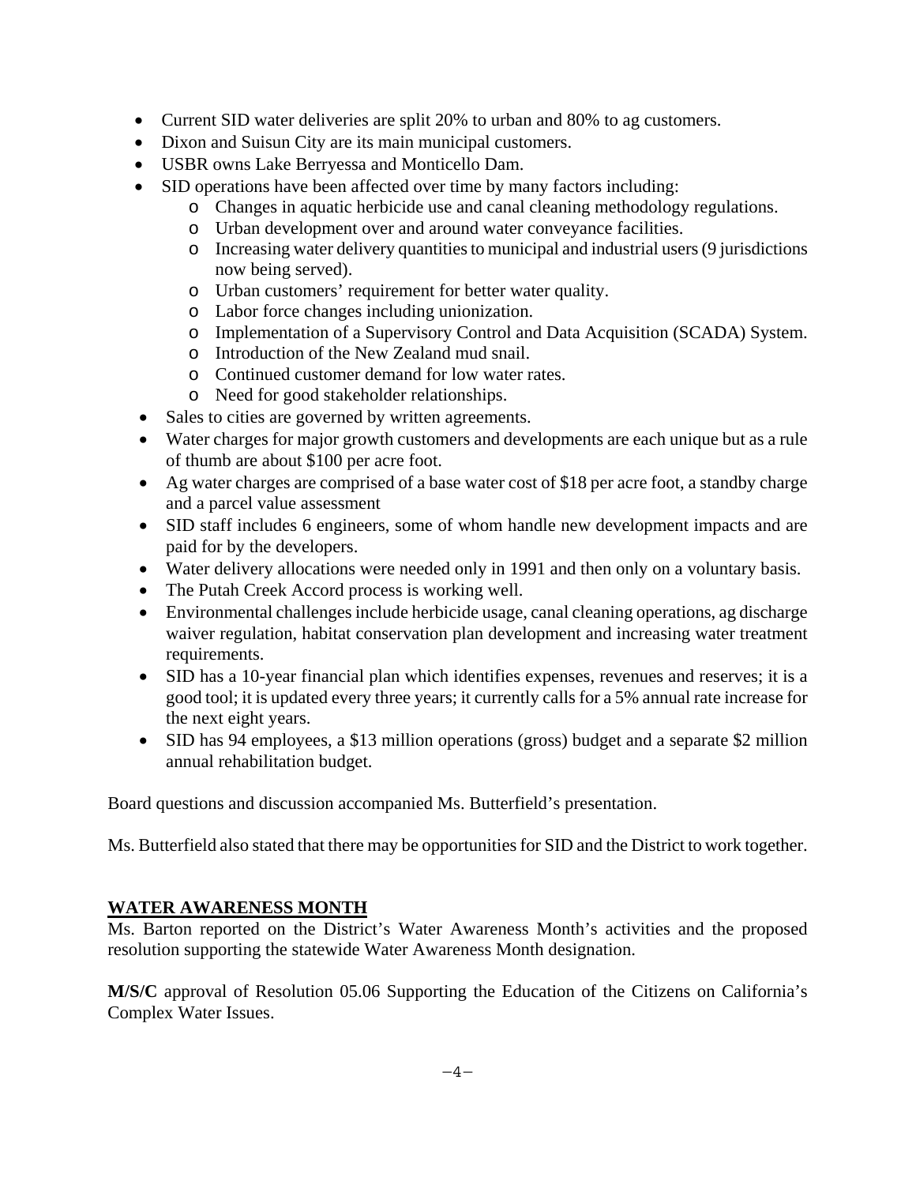- Current SID water deliveries are split 20% to urban and 80% to ag customers.
- Dixon and Suisun City are its main municipal customers.
- USBR owns Lake Berryessa and Monticello Dam.
- SID operations have been affected over time by many factors including:
  - Changes in aquatic herbicide use and canal cleaning methodology regulations.
  - Urban development over and around water conveyance facilities.
  - Increasing water delivery quantities to municipal and industrial users (9 jurisdictions now being served).
  - Urban customers' requirement for better water quality.
  - Labor force changes including unionization.
  - Implementation of a Supervisory Control and Data Acquisition (SCADA) System.
  - Introduction of the New Zealand mud snail.
  - Continued customer demand for low water rates.
  - Need for good stakeholder relationships.
- Sales to cities are governed by written agreements.
- Water charges for major growth customers and developments are each unique but as a rule of thumb are about $100 per acre foot.
- Ag water charges are comprised of a base water cost of $18 per acre foot, a standby charge and a parcel value assessment
- SID staff includes 6 engineers, some of whom handle new development impacts and are paid for by the developers.
- Water delivery allocations were needed only in 1991 and then only on a voluntary basis.
- The Putah Creek Accord process is working well.
- Environmental challenges include herbicide usage, canal cleaning operations, ag discharge waiver regulation, habitat conservation plan development and increasing water treatment requirements.
- SID has a 10-year financial plan which identifies expenses, revenues and reserves; it is a good tool; it is updated every three years; it currently calls for a 5% annual rate increase for the next eight years.
- SID has 94 employees, a $13 million operations (gross) budget and a separate $2 million annual rehabilitation budget.

Board questions and discussion accompanied Ms. Butterfield's presentation.

Ms. Butterfield also stated that there may be opportunities for SID and the District to work together.

## WATER AWARENESS MONTH

Ms. Barton reported on the District's Water Awareness Month's activities and the proposed resolution supporting the statewide Water Awareness Month designation.

**M/S/C** approval of Resolution 05.06 Supporting the Education of the Citizens on California's Complex Water Issues.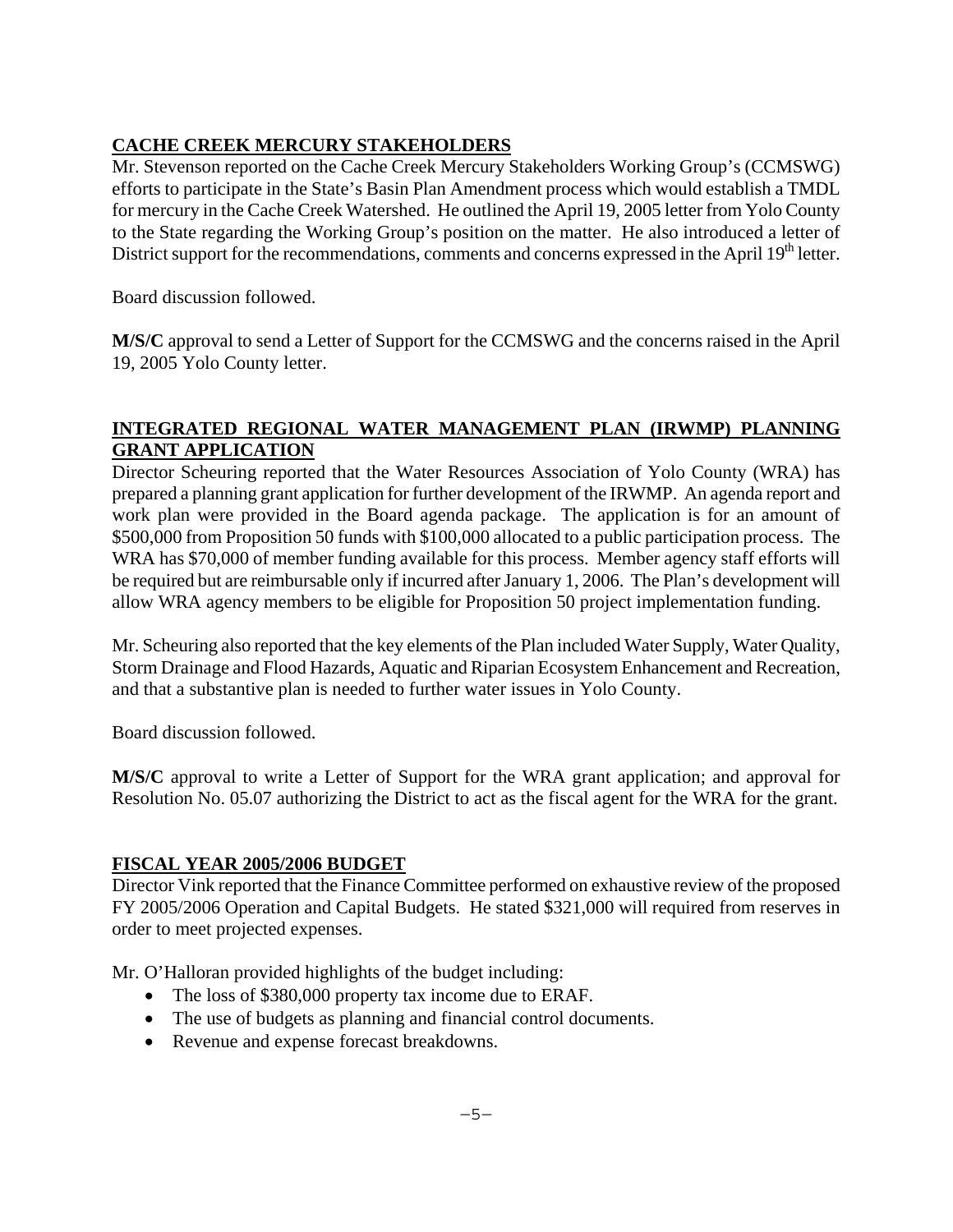## CACHE CREEK MERCURY STAKEHOLDERS

Mr. Stevenson reported on the Cache Creek Mercury Stakeholders Working Group's (CCMSWG) efforts to participate in the State's Basin Plan Amendment process which would establish a TMDL for mercury in the Cache Creek Watershed. He outlined the April 19, 2005 letter from Yolo County to the State regarding the Working Group's position on the matter. He also introduced a letter of District support for the recommendations, comments and concerns expressed in the April 19th letter.

Board discussion followed.

**M/S/C** approval to send a Letter of Support for the CCMSWG and the concerns raised in the April 19, 2005 Yolo County letter.

## INTEGRATED REGIONAL WATER MANAGEMENT PLAN (IRWMP) PLANNING GRANT APPLICATION

Director Scheuring reported that the Water Resources Association of Yolo County (WRA) has prepared a planning grant application for further development of the IRWMP. An agenda report and work plan were provided in the Board agenda package. The application is for an amount of \$500,000 from Proposition 50 funds with \$100,000 allocated to a public participation process. The WRA has \$70,000 of member funding available for this process. Member agency staff efforts will be required but are reimbursable only if incurred after January 1, 2006. The Plan's development will allow WRA agency members to be eligible for Proposition 50 project implementation funding.

Mr. Scheuring also reported that the key elements of the Plan included Water Supply, Water Quality, Storm Drainage and Flood Hazards, Aquatic and Riparian Ecosystem Enhancement and Recreation, and that a substantive plan is needed to further water issues in Yolo County.

Board discussion followed.

**M/S/C** approval to write a Letter of Support for the WRA grant application; and approval for Resolution No. 05.07 authorizing the District to act as the fiscal agent for the WRA for the grant.

## FISCAL YEAR 2005/2006 BUDGET

Director Vink reported that the Finance Committee performed on exhaustive review of the proposed FY 2005/2006 Operation and Capital Budgets. He stated \$321,000 will required from reserves in order to meet projected expenses.

Mr. O'Halloran provided highlights of the budget including:

- The loss of \$380,000 property tax income due to ERAF.
- The use of budgets as planning and financial control documents.
- Revenue and expense forecast breakdowns.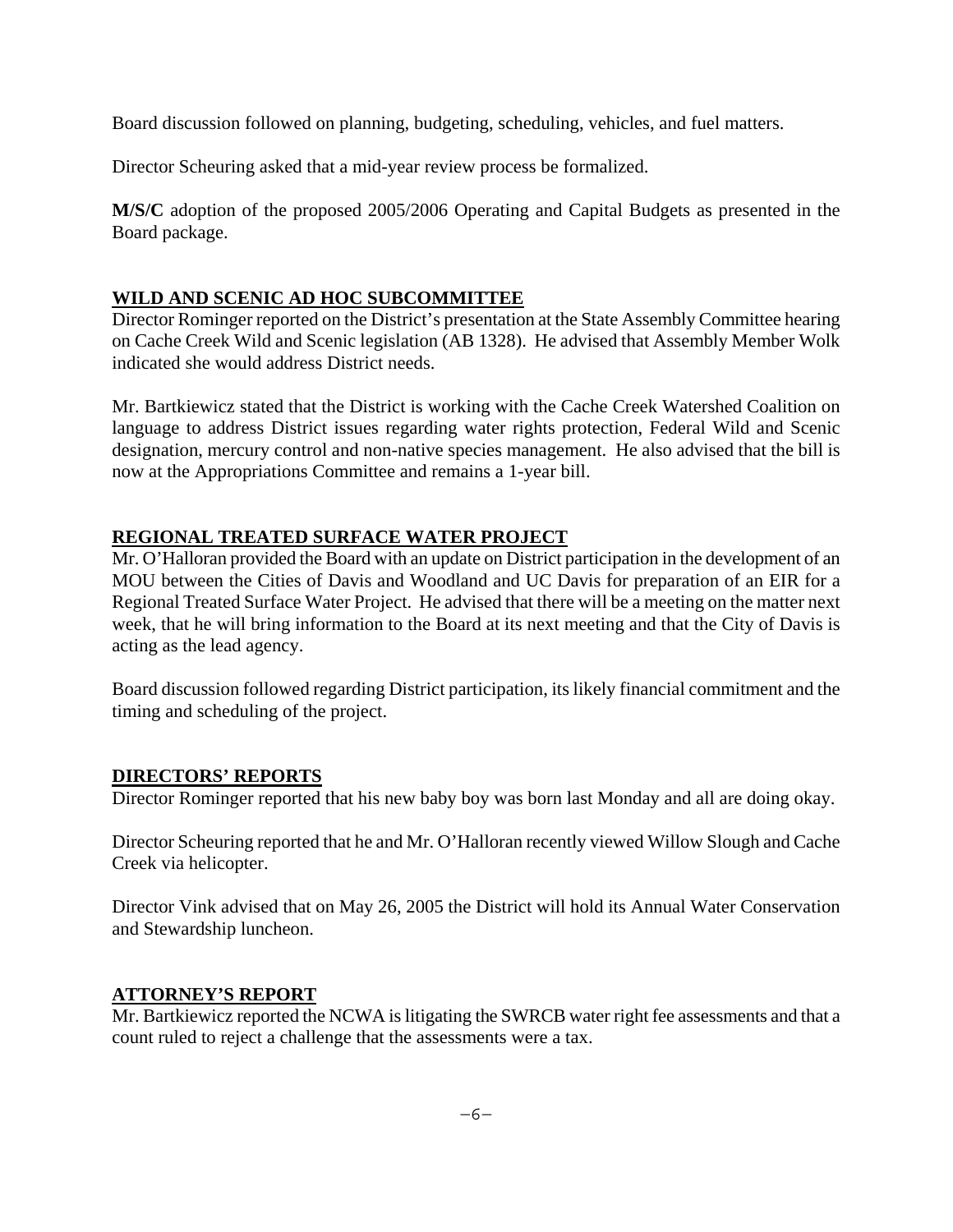Board discussion followed on planning, budgeting, scheduling, vehicles, and fuel matters.

Director Scheuring asked that a mid-year review process be formalized.

**M/S/C** adoption of the proposed 2005/2006 Operating and Capital Budgets as presented in the Board package.

## WILD AND SCENIC AD HOC SUBCOMMITTEE

Director Rominger reported on the District's presentation at the State Assembly Committee hearing on Cache Creek Wild and Scenic legislation (AB 1328). He advised that Assembly Member Wolk indicated she would address District needs.

Mr. Bartkiewicz stated that the District is working with the Cache Creek Watershed Coalition on language to address District issues regarding water rights protection, Federal Wild and Scenic designation, mercury control and non-native species management. He also advised that the bill is now at the Appropriations Committee and remains a 1-year bill.

## REGIONAL TREATED SURFACE WATER PROJECT

Mr. O'Halloran provided the Board with an update on District participation in the development of an MOU between the Cities of Davis and Woodland and UC Davis for preparation of an EIR for a Regional Treated Surface Water Project. He advised that there will be a meeting on the matter next week, that he will bring information to the Board at its next meeting and that the City of Davis is acting as the lead agency.

Board discussion followed regarding District participation, its likely financial commitment and the timing and scheduling of the project.

## DIRECTORS' REPORTS

Director Rominger reported that his new baby boy was born last Monday and all are doing okay.

Director Scheuring reported that he and Mr. O'Halloran recently viewed Willow Slough and Cache Creek via helicopter.

Director Vink advised that on May 26, 2005 the District will hold its Annual Water Conservation and Stewardship luncheon.

## ATTORNEY'S REPORT

Mr. Bartkiewicz reported the NCWA is litigating the SWRCB water right fee assessments and that a count ruled to reject a challenge that the assessments were a tax.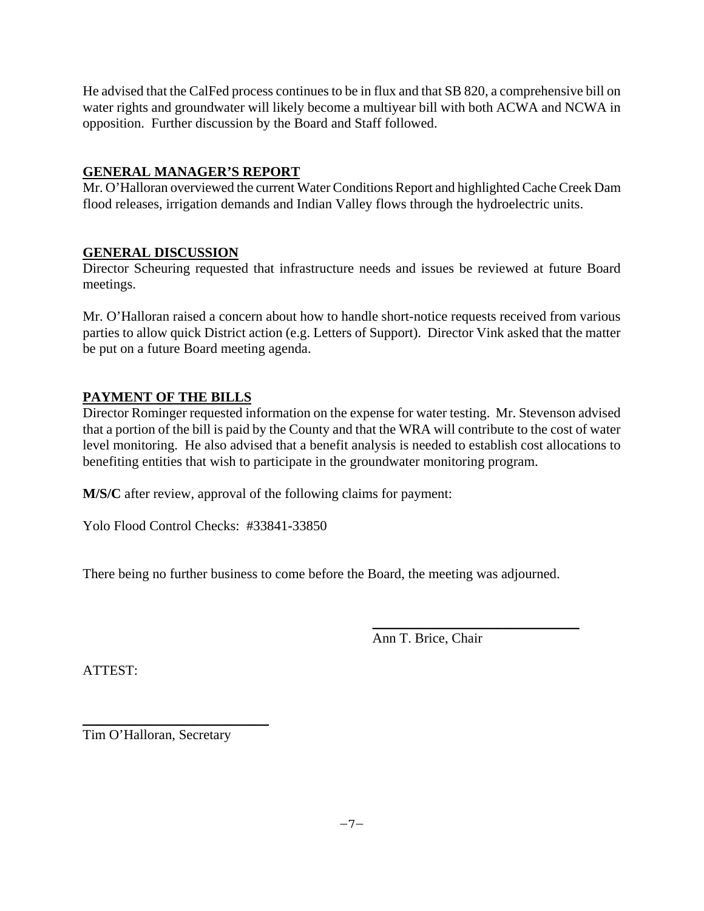He advised that the CalFed process continues to be in flux and that SB 820, a comprehensive bill on water rights and groundwater will likely become a multiyear bill with both ACWA and NCWA in opposition. Further discussion by the Board and Staff followed.

## GENERAL MANAGER'S REPORT

Mr. O'Halloran overviewed the current Water Conditions Report and highlighted Cache Creek Dam flood releases, irrigation demands and Indian Valley flows through the hydroelectric units.

## GENERAL DISCUSSION

Director Scheuring requested that infrastructure needs and issues be reviewed at future Board meetings.

Mr. O'Halloran raised a concern about how to handle short-notice requests received from various parties to allow quick District action (e.g. Letters of Support). Director Vink asked that the matter be put on a future Board meeting agenda.

## PAYMENT OF THE BILLS

Director Rominger requested information on the expense for water testing. Mr. Stevenson advised that a portion of the bill is paid by the County and that the WRA will contribute to the cost of water level monitoring. He also advised that a benefit analysis is needed to establish cost allocations to benefiting entities that wish to participate in the groundwater monitoring program.

**M/S/C** after review, approval of the following claims for payment:

Yolo Flood Control Checks: #33841-33850

There being no further business to come before the Board, the meeting was adjourned.

\_\_\_\_\_\_\_\_\_\_\_\_\_\_\_\_\_\_\_\_\_\_\_\_\_\_\_\_\_\_

Ann T. Brice, Chair

ATTEST:

\_\_\_\_\_\_\_\_\_\_\_\_\_\_\_\_\_\_\_\_\_\_\_\_\_\_\_\_\_\_

Tim O'Halloran, Secretary